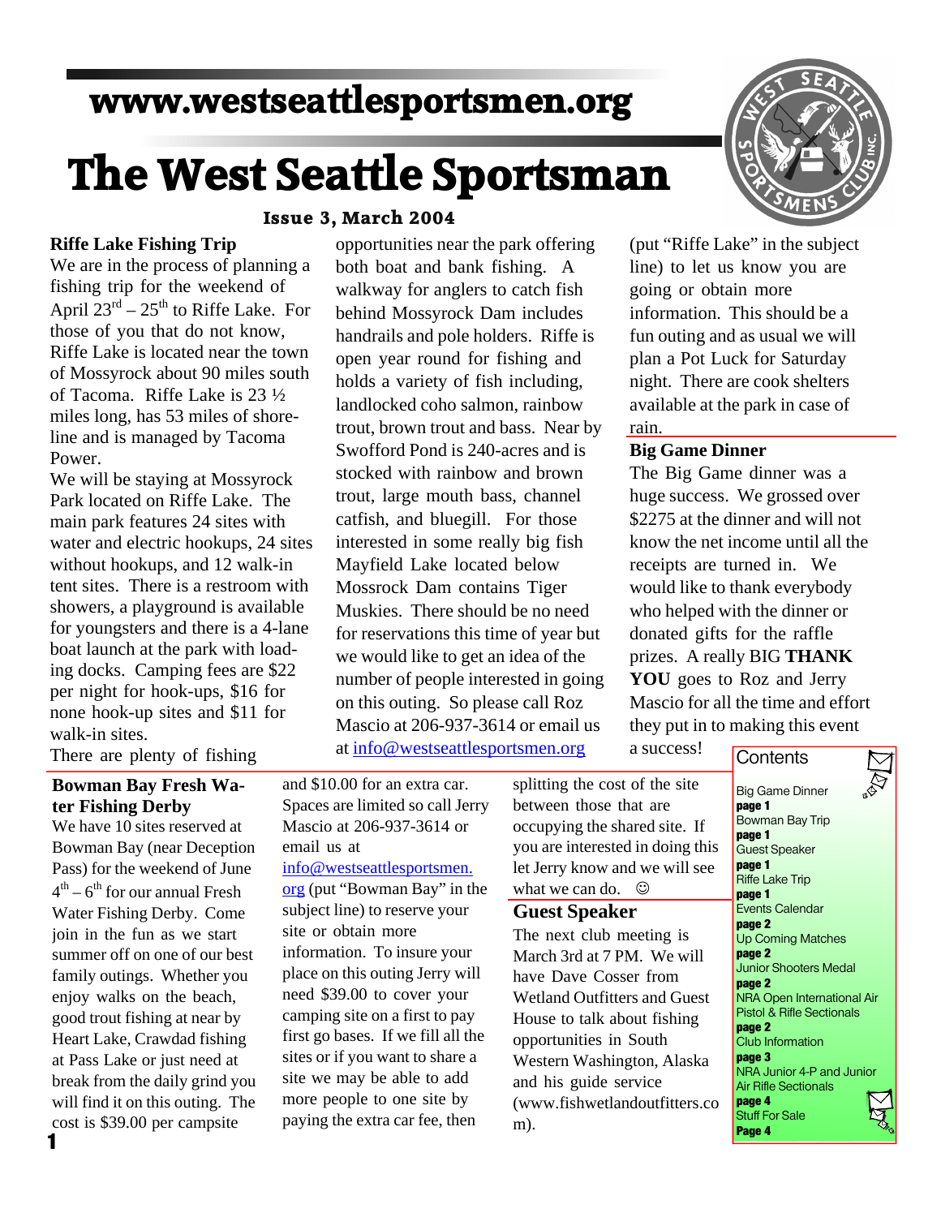www.westseattlesportsmen.org

# The West Seattle Sportsman

**Issue 3, March 2004**

## Riffe Lake Fishing Trip

We are in the process of planning a fishing trip for the weekend of April 23rd – 25th to Riffe Lake. For those of you that do not know, Riffe Lake is located near the town of Mossyrock about 90 miles south of Tacoma. Riffe Lake is 23 ½ miles long, has 53 miles of shore-line and is managed by Tacoma Power.

We will be staying at Mossyrock Park located on Riffe Lake. The main park features 24 sites with water and electric hookups, 24 sites without hookups, and 12 walk-in tent sites. There is a restroom with showers, a playground is available for youngsters and there is a 4-lane boat launch at the park with load-ing docks. Camping fees are $22 per night for hook-ups, $16 for none hook-up sites and $11 for walk-in sites.

There are plenty of fishing opportunities near the park offering both boat and bank fishing. A walkway for anglers to catch fish behind Mossyrock Dam includes handrails and pole holders. Riffe is open year round for fishing and holds a variety of fish including, landlocked coho salmon, rainbow trout, brown trout and bass. Near by Swofford Pond is 240-acres and is stocked with rainbow and brown trout, large mouth bass, channel catfish, and bluegill. For those interested in some really big fish Mayfield Lake located below Mossrock Dam contains Tiger Muskies. There should be no need for reservations this time of year but we would like to get an idea of the number of people interested in going on this outing. So please call Roz Mascio at 206-937-3614 or email us at info@westseattlesportsmen.org (put "Riffe Lake" in the subject line) to let us know you are going or obtain more information. This should be a fun outing and as usual we will plan a Pot Luck for Saturday night. There are cook shelters available at the park in case of rain.

## Big Game Dinner

The Big Game dinner was a huge success. We grossed over $2275 at the dinner and will not know the net income until all the receipts are turned in. We would like to thank everybody who helped with the dinner or donated gifts for the raffle prizes. A really BIG **THANK YOU** goes to Roz and Jerry Mascio for all the time and effort they put in to making this event a success!

## Bowman Bay Fresh Water Fishing Derby

We have 10 sites reserved at Bowman Bay (near Deception Pass) for the weekend of June 4th – 6th for our annual Fresh Water Fishing Derby. Come join in the fun as we start summer off on one of our best family outings. Whether you enjoy walks on the beach, good trout fishing at near by Heart Lake, Crawdad fishing at Pass Lake or just need at break from the daily grind you will find it on this outing. The cost is $39.00 per campsite and $10.00 for an extra car. Spaces are limited so call Jerry Mascio at 206-937-3614 or email us at info@westseattlesportsmen.org (put "Bowman Bay" in the subject line) to reserve your site or obtain more information. To insure your place on this outing Jerry will need $39.00 to cover your camping site on a first to pay first go bases. If we fill all the sites or if you want to share a site we may be able to add more people to one site by paying the extra car fee, then splitting the cost of the site between those that are occupying the shared site. If you are interested in doing this let Jerry know and we will see what we can do. ☺

## Guest Speaker

The next club meeting is March 3rd at 7 PM. We will have Dave Cosser from Wetland Outfitters and Guest House to talk about fishing opportunities in South Western Washington, Alaska and his guide service (www.fishwetlandoutfitters.com).

## Contents

- Big Game Dinner **page 1**
- Bowman Bay Trip **page 1**
- Guest Speaker **page 1**
- Riffe Lake Trip **page 1**
- Events Calendar **page 2**
- Up Coming Matches **page 2**
- Junior Shooters Medal **page 2**
- NRA Open International Air Pistol & Rifle Sectionals **page 2**
- Club Information **page 3**
- NRA Junior 4-P and Junior Air Rifle Sectionals **page 4**
- Stuff For Sale **Page 4**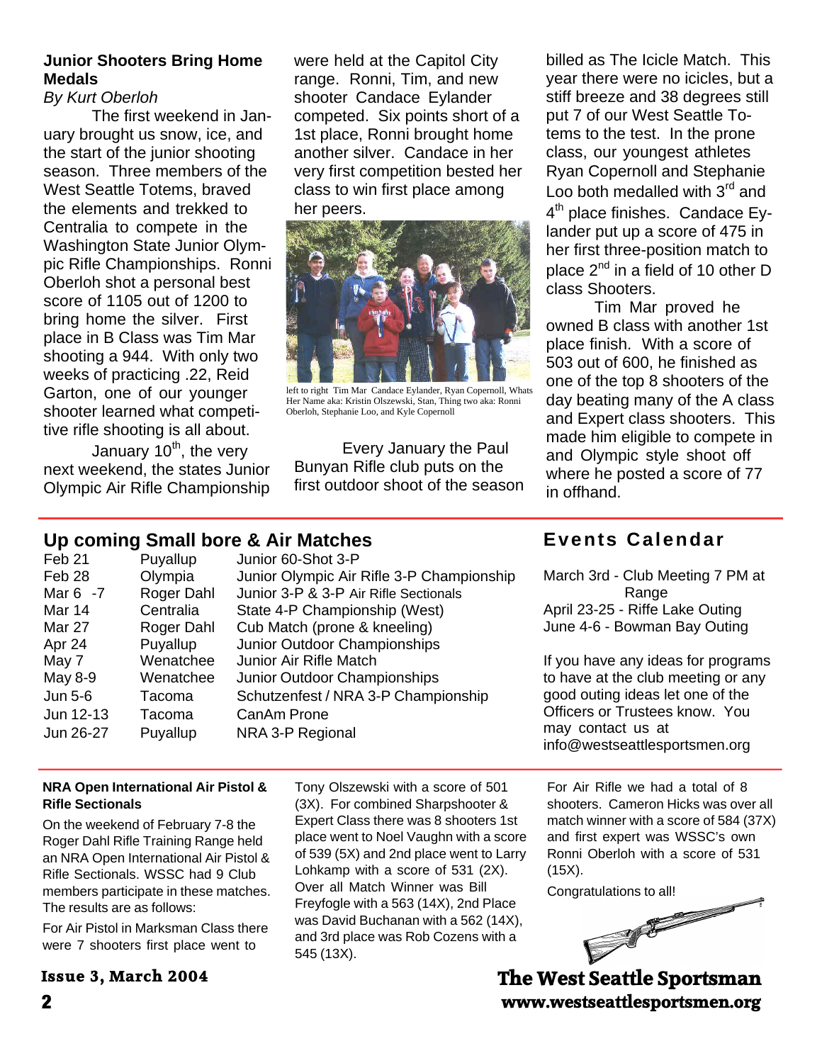## Junior Shooters Bring Home Medals

*By Kurt Oberloh*

The first weekend in January brought us snow, ice, and the start of the junior shooting season. Three members of the West Seattle Totems, braved the elements and trekked to Centralia to compete in the Washington State Junior Olympic Rifle Championships. Ronni Oberloh shot a personal best score of 1105 out of 1200 to bring home the silver. First place in B Class was Tim Mar shooting a 944. With only two weeks of practicing .22, Reid Garton, one of our younger shooter learned what competitive rifle shooting is all about.

January 10th, the very next weekend, the states Junior Olympic Air Rifle Championship were held at the Capitol City range. Ronni, Tim, and new shooter Candace Eylander competed. Six points short of a 1st place, Ronni brought home another silver. Candace in her very first competition bested her class to win first place among her peers.

left to right Tim Mar Candace Eylander, Ryan Copernoll, Whats Her Name aka: Kristin Olszewski, Stan, Thing two aka: Ronni Oberloh, Stephanie Loo, and Kyle Copernoll

Every January the Paul Bunyan Rifle club puts on the first outdoor shoot of the season billed as The Icicle Match. This year there were no icicles, but a stiff breeze and 38 degrees still put 7 of our West Seattle Totems to the test. In the prone class, our youngest athletes Ryan Copernoll and Stephanie Loo both medalled with 3rd and 4th place finishes. Candace Eylander put up a score of 475 in her first three-position match to place 2nd in a field of 10 other D class Shooters.

Tim Mar proved he owned B class with another 1st place finish. With a score of 503 out of 600, he finished as one of the top 8 shooters of the day beating many of the A class and Expert class shooters. This made him eligible to compete in and Olympic style shoot off where he posted a score of 77 in offhand.

## Up coming Small bore & Air Matches

| | | |
|---|---|---|
| Feb 21 | Puyallup | Junior 60-Shot 3-P |
| Feb 28 | Olympia | Junior Olympic Air Rifle 3-P Championship |
| Mar 6 -7 | Roger Dahl | Junior 3-P & 3-P Air Rifle Sectionals |
| Mar 14 | Centralia | State 4-P Championship (West) |
| Mar 27 | Roger Dahl | Cub Match (prone & kneeling) |
| Apr 24 | Puyallup | Junior Outdoor Championships |
| May 7 | Wenatchee | Junior Air Rifle Match |
| May 8-9 | Wenatchee | Junior Outdoor Championships |
| Jun 5-6 | Tacoma | Schutzenfest / NRA 3-P Championship |
| Jun 12-13 | Tacoma | CanAm Prone |
| Jun 26-27 | Puyallup | NRA 3-P Regional |

## Events Calendar

March 3rd - Club Meeting 7 PM at Range
April 23-25 - Riffe Lake Outing
June 4-6 - Bowman Bay Outing

If you have any ideas for programs to have at the club meeting or any good outing ideas let one of the Officers or Trustees know. You may contact us at info@westseattlesportsmen.org

### NRA Open International Air Pistol & Rifle Sectionals

On the weekend of February 7-8 the Roger Dahl Rifle Training Range held an NRA Open International Air Pistol & Rifle Sectionals. WSSC had 9 Club members participate in these matches. The results are as follows:

For Air Pistol in Marksman Class there were 7 shooters first place went to Tony Olszewski with a score of 501 (3X). For combined Sharpshooter & Expert Class there was 8 shooters 1st place went to Noel Vaughn with a score of 539 (5X) and 2nd place went to Larry Lohkamp with a score of 531 (2X). Over all Match Winner was Bill Freyfogle with a 563 (14X), 2nd Place was David Buchanan with a 562 (14X), and 3rd place was Rob Cozens with a 545 (13X).

For Air Rifle we had a total of 8 shooters. Cameron Hicks was over all match winner with a score of 584 (37X) and first expert was WSSC's own Ronni Oberloh with a score of 531 (15X).

Congratulations to all!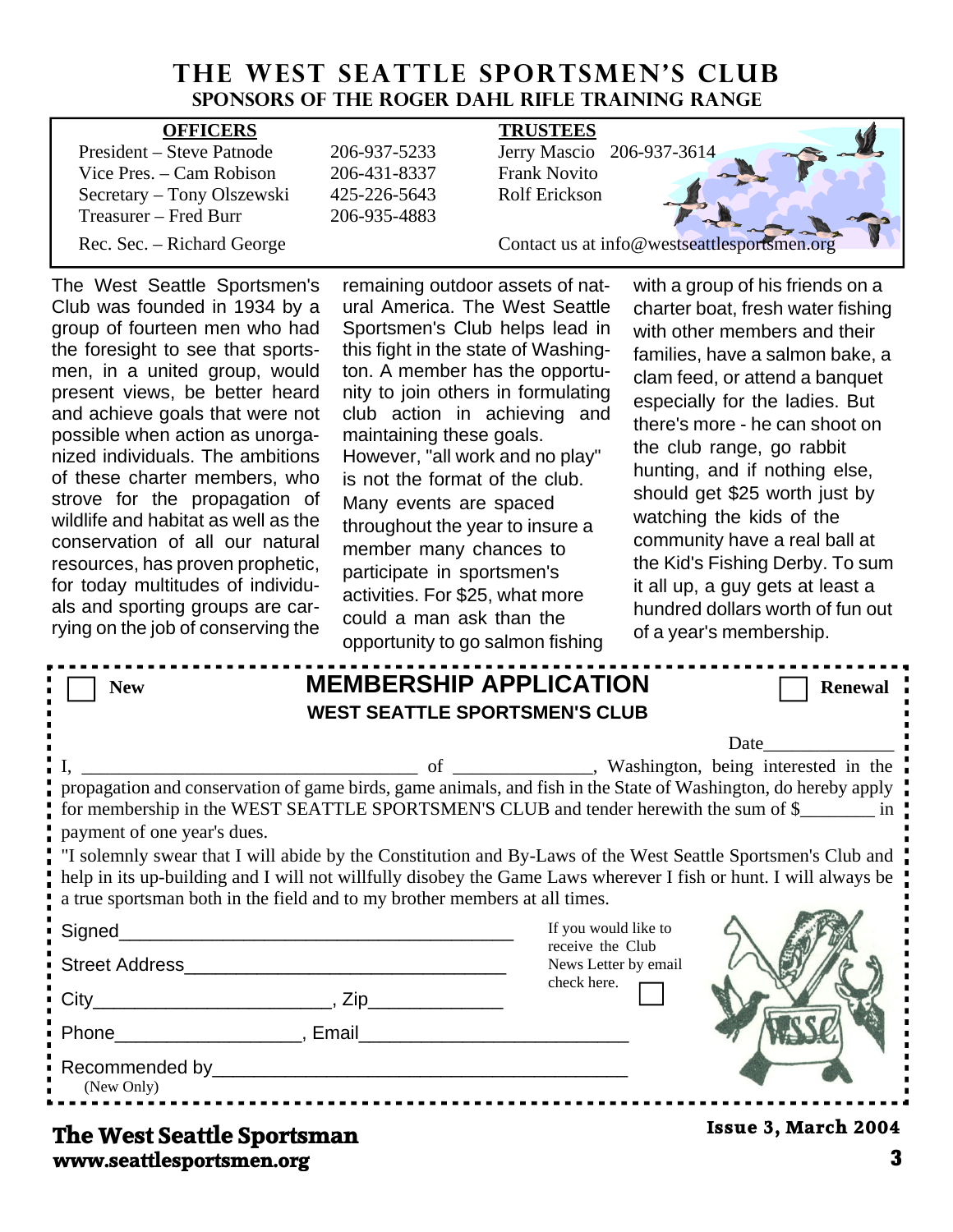# THE WEST SEATTLE SPORTSMEN'S CLUB

## SPONSORS OF THE ROGER DAHL RIFLE TRAINING RANGE

| OFFICERS | | TRUSTEES | |
|---|---|---|---|
| President – Steve Patnode | 206-937-5233 | Jerry Mascio | 206-937-3614 |
| Vice Pres. – Cam Robison | 206-431-8337 | Frank Novito | |
| Secretary – Tony Olszewski | 425-226-5643 | Rolf Erickson | |
| Treasurer – Fred Burr | 206-935-4883 | | |
| Rec. Sec. – Richard George | | Contact us at info@westseattlesportsmen.org | |

The West Seattle Sportsmen's Club was founded in 1934 by a group of fourteen men who had the foresight to see that sportsmen, in a united group, would present views, be better heard and achieve goals that were not possible when action as unorganized individuals. The ambitions of these charter members, who strove for the propagation of wildlife and habitat as well as the conservation of all our natural resources, has proven prophetic, for today multitudes of individuals and sporting groups are carrying on the job of conserving the remaining outdoor assets of natural America. The West Seattle Sportsmen's Club helps lead in this fight in the state of Washington. A member has the opportunity to join others in formulating club action in achieving and maintaining these goals.

However, "all work and no play" is not the format of the club. Many events are spaced throughout the year to insure a member many chances to participate in sportsmen's activities. For $25, what more could a man ask than the opportunity to go salmon fishing with a group of his friends on a charter boat, fresh water fishing with other members and their families, have a salmon bake, a clam feed, or attend a banquet especially for the ladies. But there's more - he can shoot on the club range, go rabbit hunting, and if nothing else, should get $25 worth just by watching the kids of the community have a real ball at the Kid's Fishing Derby. To sum it up, a guy gets at least a hundred dollars worth of fun out of a year's membership.

---

☐ New **MEMBERSHIP APPLICATION** ☐ Renewal

**WEST SEATTLE SPORTSMEN'S CLUB**

Date______________

I, ____________________________________ of _______________, Washington, being interested in the propagation and conservation of game birds, game animals, and fish in the State of Washington, do hereby apply for membership in the WEST SEATTLE SPORTSMEN'S CLUB and tender herewith the sum of $________ in payment of one year's dues.

"I solemnly swear that I will abide by the Constitution and By-Laws of the West Seattle Sportsmen's Club and help in its up-building and I will not willfully disobey the Game Laws wherever I fish or hunt. I will always be a true sportsman both in the field and to my brother members at all times.

Signed______________________________________

Street Address_______________________________

City_______________________, Zip_____________

Phone__________________, Email_________________________

Recommended by________________________________________
(New Only)

If you would like to receive the Club News Letter by email check here. ☐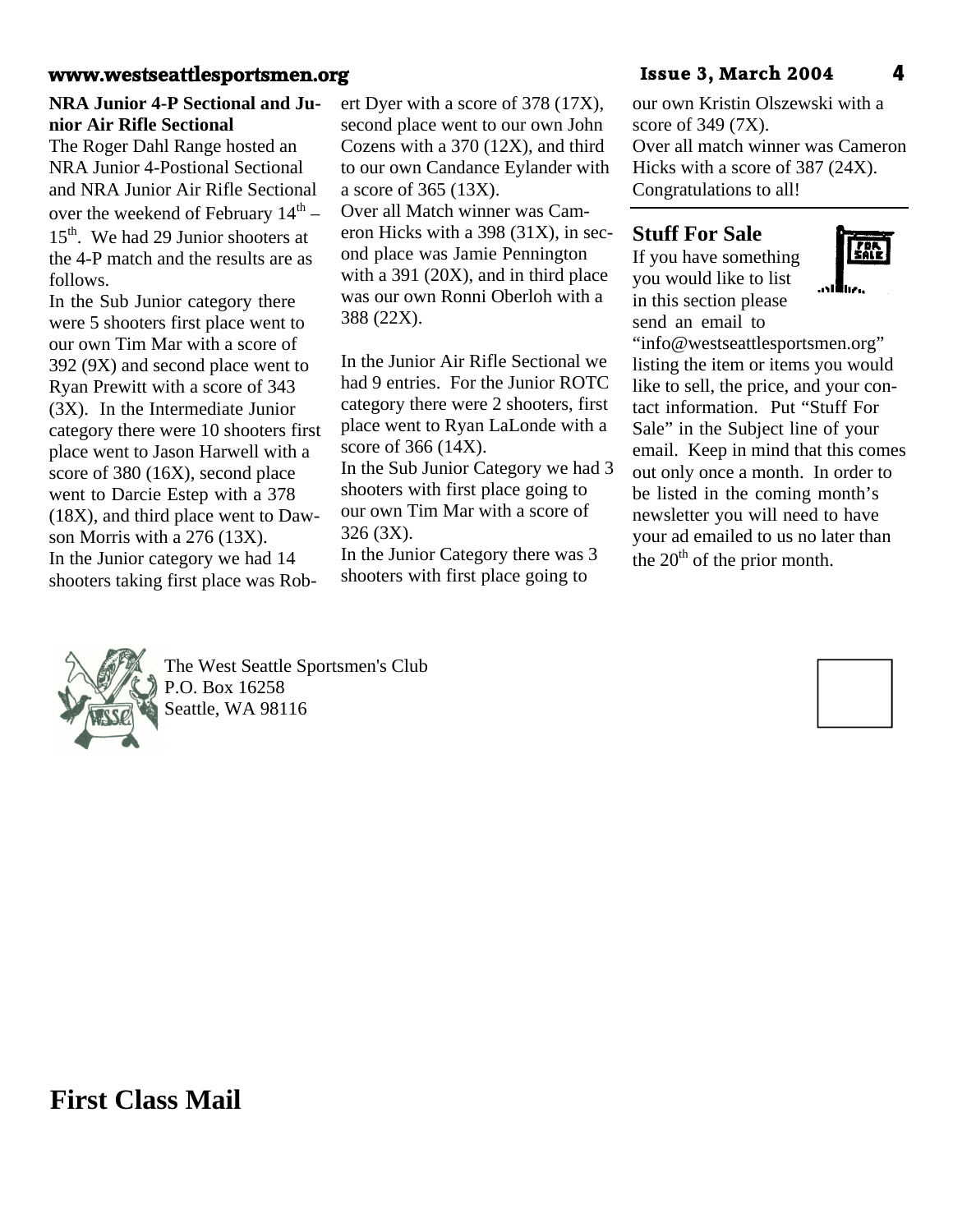**NRA Junior 4-P Sectional and Junior Air Rifle Sectional**

The Roger Dahl Range hosted an NRA Junior 4-Postional Sectional and NRA Junior Air Rifle Sectional over the weekend of February 14th – 15th. We had 29 Junior shooters at the 4-P match and the results are as follows.

In the Sub Junior category there were 5 shooters first place went to our own Tim Mar with a score of 392 (9X) and second place went to Ryan Prewitt with a score of 343 (3X). In the Intermediate Junior category there were 10 shooters first place went to Jason Harwell with a score of 380 (16X), second place went to Darcie Estep with a 378 (18X), and third place went to Dawson Morris with a 276 (13X).

In the Junior category we had 14 shooters taking first place was Robert Dyer with a score of 378 (17X), second place went to our own John Cozens with a 370 (12X), and third to our own Candance Eylander with a score of 365 (13X).

Over all Match winner was Cameron Hicks with a 398 (31X), in second place was Jamie Pennington with a 391 (20X), and in third place was our own Ronni Oberloh with a 388 (22X).

In the Junior Air Rifle Sectional we had 9 entries. For the Junior ROTC category there were 2 shooters, first place went to Ryan LaLonde with a score of 366 (14X).

In the Sub Junior Category we had 3 shooters with first place going to our own Tim Mar with a score of 326 (3X).

In the Junior Category there was 3 shooters with first place going to our own Kristin Olszewski with a score of 349 (7X).

Over all match winner was Cameron Hicks with a score of 387 (24X). Congratulations to all!

## Stuff For Sale

If you have something you would like to list in this section please send an email to "info@westseattlesportsmen.org" listing the item or items you would like to sell, the price, and your contact information. Put "Stuff For Sale" in the Subject line of your email. Keep in mind that this comes out only once a month. In order to be listed in the coming month's newsletter you will need to have your ad emailed to us no later than the 20th of the prior month.

The West Seattle Sportsmen's Club
P.O. Box 16258
Seattle, WA 98116

# First Class Mail